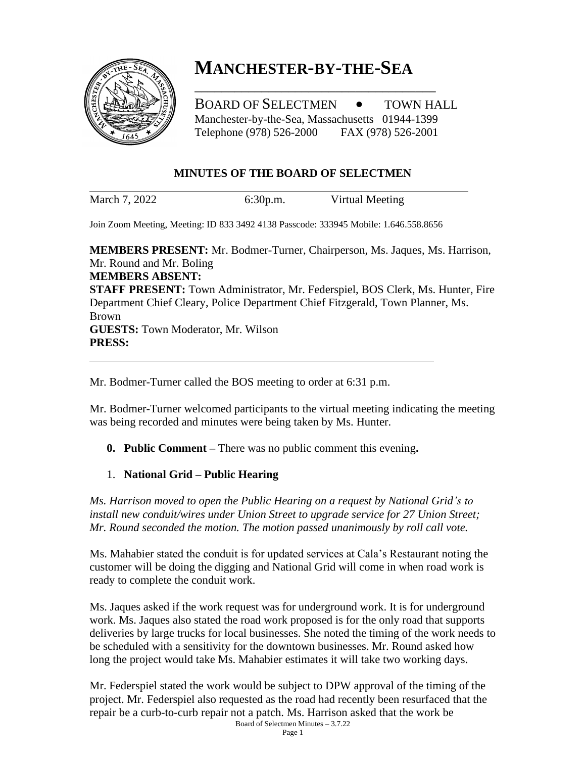# MANCHESTER-BY-THE-SEA

BOARD OF SELECTMEN • TOWN HALL
Manchester-by-the-Sea, Massachusetts 01944-1399
Telephone (978) 526-2000 FAX (978) 526-2001

## MINUTES OF THE BOARD OF SELECTMEN

March 7, 2022 6:30p.m. Virtual Meeting

Join Zoom Meeting, Meeting: ID 833 3492 4138 Passcode: 333945 Mobile: 1.646.558.8656

**MEMBERS PRESENT:** Mr. Bodmer-Turner, Chairperson, Ms. Jaques, Ms. Harrison, Mr. Round and Mr. Boling
**MEMBERS ABSENT:**
**STAFF PRESENT:** Town Administrator, Mr. Federspiel, BOS Clerk, Ms. Hunter, Fire Department Chief Cleary, Police Department Chief Fitzgerald, Town Planner, Ms. Brown
**GUESTS:** Town Moderator, Mr. Wilson
**PRESS:**

Mr. Bodmer-Turner called the BOS meeting to order at 6:31 p.m.

Mr. Bodmer-Turner welcomed participants to the virtual meeting indicating the meeting was being recorded and minutes were being taken by Ms. Hunter.

0. **Public Comment –** There was no public comment this evening**.**

1. **National Grid – Public Hearing**

*Ms. Harrison moved to open the Public Hearing on a request by National Grid's to install new conduit/wires under Union Street to upgrade service for 27 Union Street; Mr. Round seconded the motion. The motion passed unanimously by roll call vote.*

Ms. Mahabier stated the conduit is for updated services at Cala's Restaurant noting the customer will be doing the digging and National Grid will come in when road work is ready to complete the conduit work.

Ms. Jaques asked if the work request was for underground work. It is for underground work. Ms. Jaques also stated the road work proposed is for the only road that supports deliveries by large trucks for local businesses. She noted the timing of the work needs to be scheduled with a sensitivity for the downtown businesses. Mr. Round asked how long the project would take Ms. Mahabier estimates it will take two working days.

Mr. Federspiel stated the work would be subject to DPW approval of the timing of the project. Mr. Federspiel also requested as the road had recently been resurfaced that the repair be a curb-to-curb repair not a patch. Ms. Harrison asked that the work be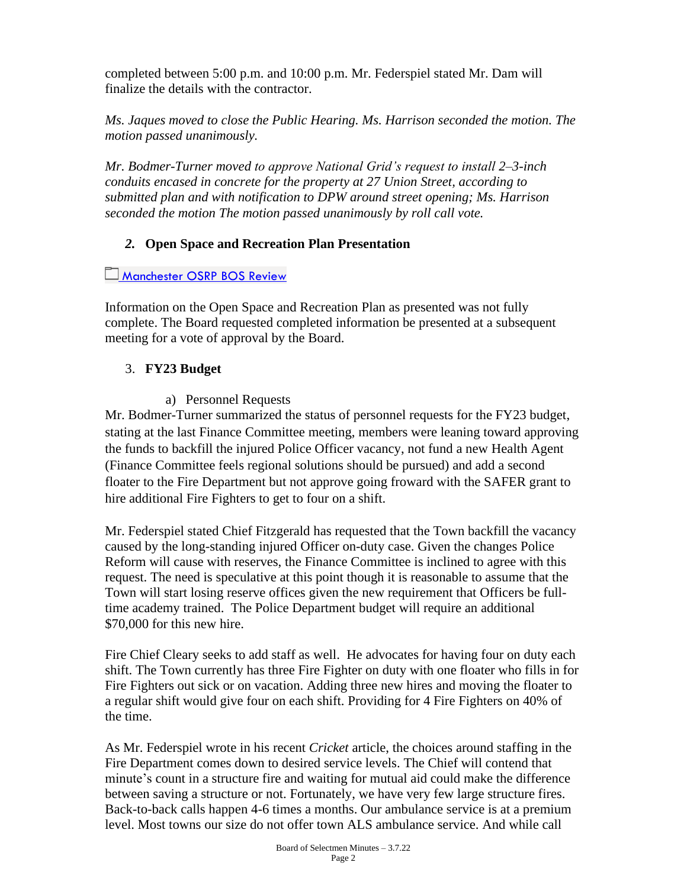completed between 5:00 p.m. and 10:00 p.m. Mr. Federspiel stated Mr. Dam will finalize the details with the contractor.

*Ms. Jaques moved to close the Public Hearing. Ms. Harrison seconded the motion. The motion passed unanimously.*

*Mr. Bodmer-Turner moved to approve National Grid's request to install 2–3-inch conduits encased in concrete for the property at 27 Union Street, according to submitted plan and with notification to DPW around street opening; Ms. Harrison seconded the motion The motion passed unanimously by roll call vote.*

## *2.* Open Space and Recreation Plan Presentation

[Manchester OSRP BOS Review]

Information on the Open Space and Recreation Plan as presented was not fully complete. The Board requested completed information be presented at a subsequent meeting for a vote of approval by the Board.

## 3. FY23 Budget

a) Personnel Requests

Mr. Bodmer-Turner summarized the status of personnel requests for the FY23 budget, stating at the last Finance Committee meeting, members were leaning toward approving the funds to backfill the injured Police Officer vacancy, not fund a new Health Agent (Finance Committee feels regional solutions should be pursued) and add a second floater to the Fire Department but not approve going froward with the SAFER grant to hire additional Fire Fighters to get to four on a shift.

Mr. Federspiel stated Chief Fitzgerald has requested that the Town backfill the vacancy caused by the long-standing injured Officer on-duty case. Given the changes Police Reform will cause with reserves, the Finance Committee is inclined to agree with this request. The need is speculative at this point though it is reasonable to assume that the Town will start losing reserve offices given the new requirement that Officers be full-time academy trained. The Police Department budget will require an additional $70,000 for this new hire.

Fire Chief Cleary seeks to add staff as well. He advocates for having four on duty each shift. The Town currently has three Fire Fighter on duty with one floater who fills in for Fire Fighters out sick or on vacation. Adding three new hires and moving the floater to a regular shift would give four on each shift. Providing for 4 Fire Fighters on 40% of the time.

As Mr. Federspiel wrote in his recent *Cricket* article, the choices around staffing in the Fire Department comes down to desired service levels. The Chief will contend that minute's count in a structure fire and waiting for mutual aid could make the difference between saving a structure or not. Fortunately, we have very few large structure fires. Back-to-back calls happen 4-6 times a months. Our ambulance service is at a premium level. Most towns our size do not offer town ALS ambulance service. And while call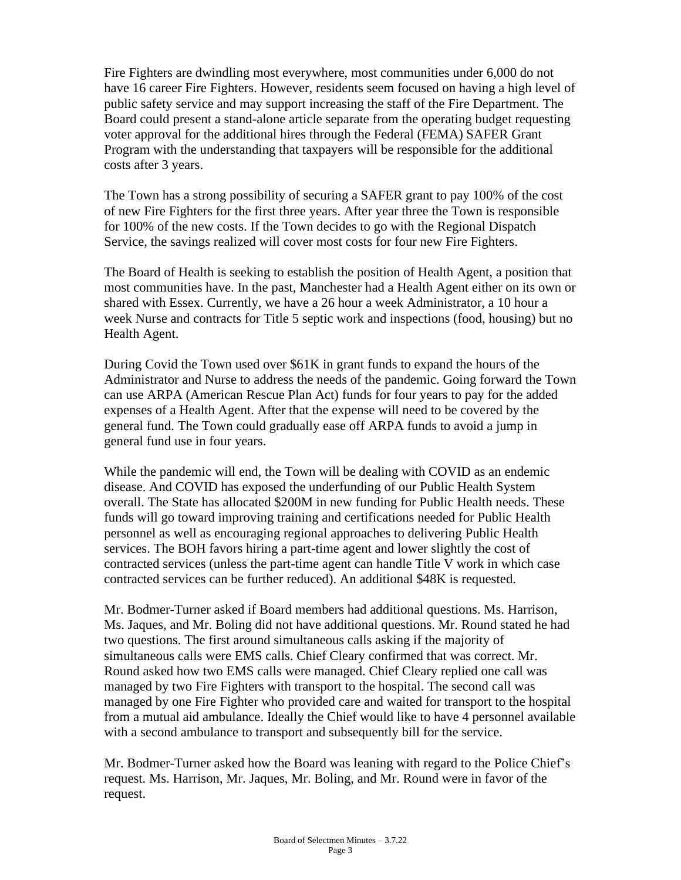Fire Fighters are dwindling most everywhere, most communities under 6,000 do not have 16 career Fire Fighters. However, residents seem focused on having a high level of public safety service and may support increasing the staff of the Fire Department. The Board could present a stand-alone article separate from the operating budget requesting voter approval for the additional hires through the Federal (FEMA) SAFER Grant Program with the understanding that taxpayers will be responsible for the additional costs after 3 years.

The Town has a strong possibility of securing a SAFER grant to pay 100% of the cost of new Fire Fighters for the first three years. After year three the Town is responsible for 100% of the new costs. If the Town decides to go with the Regional Dispatch Service, the savings realized will cover most costs for four new Fire Fighters.

The Board of Health is seeking to establish the position of Health Agent, a position that most communities have. In the past, Manchester had a Health Agent either on its own or shared with Essex. Currently, we have a 26 hour a week Administrator, a 10 hour a week Nurse and contracts for Title 5 septic work and inspections (food, housing) but no Health Agent.

During Covid the Town used over $61K in grant funds to expand the hours of the Administrator and Nurse to address the needs of the pandemic. Going forward the Town can use ARPA (American Rescue Plan Act) funds for four years to pay for the added expenses of a Health Agent. After that the expense will need to be covered by the general fund. The Town could gradually ease off ARPA funds to avoid a jump in general fund use in four years.

While the pandemic will end, the Town will be dealing with COVID as an endemic disease. And COVID has exposed the underfunding of our Public Health System overall. The State has allocated $200M in new funding for Public Health needs. These funds will go toward improving training and certifications needed for Public Health personnel as well as encouraging regional approaches to delivering Public Health services. The BOH favors hiring a part-time agent and lower slightly the cost of contracted services (unless the part-time agent can handle Title V work in which case contracted services can be further reduced). An additional $48K is requested.

Mr. Bodmer-Turner asked if Board members had additional questions. Ms. Harrison, Ms. Jaques, and Mr. Boling did not have additional questions. Mr. Round stated he had two questions. The first around simultaneous calls asking if the majority of simultaneous calls were EMS calls. Chief Cleary confirmed that was correct. Mr. Round asked how two EMS calls were managed. Chief Cleary replied one call was managed by two Fire Fighters with transport to the hospital. The second call was managed by one Fire Fighter who provided care and waited for transport to the hospital from a mutual aid ambulance. Ideally the Chief would like to have 4 personnel available with a second ambulance to transport and subsequently bill for the service.

Mr. Bodmer-Turner asked how the Board was leaning with regard to the Police Chief's request. Ms. Harrison, Mr. Jaques, Mr. Boling, and Mr. Round were in favor of the request.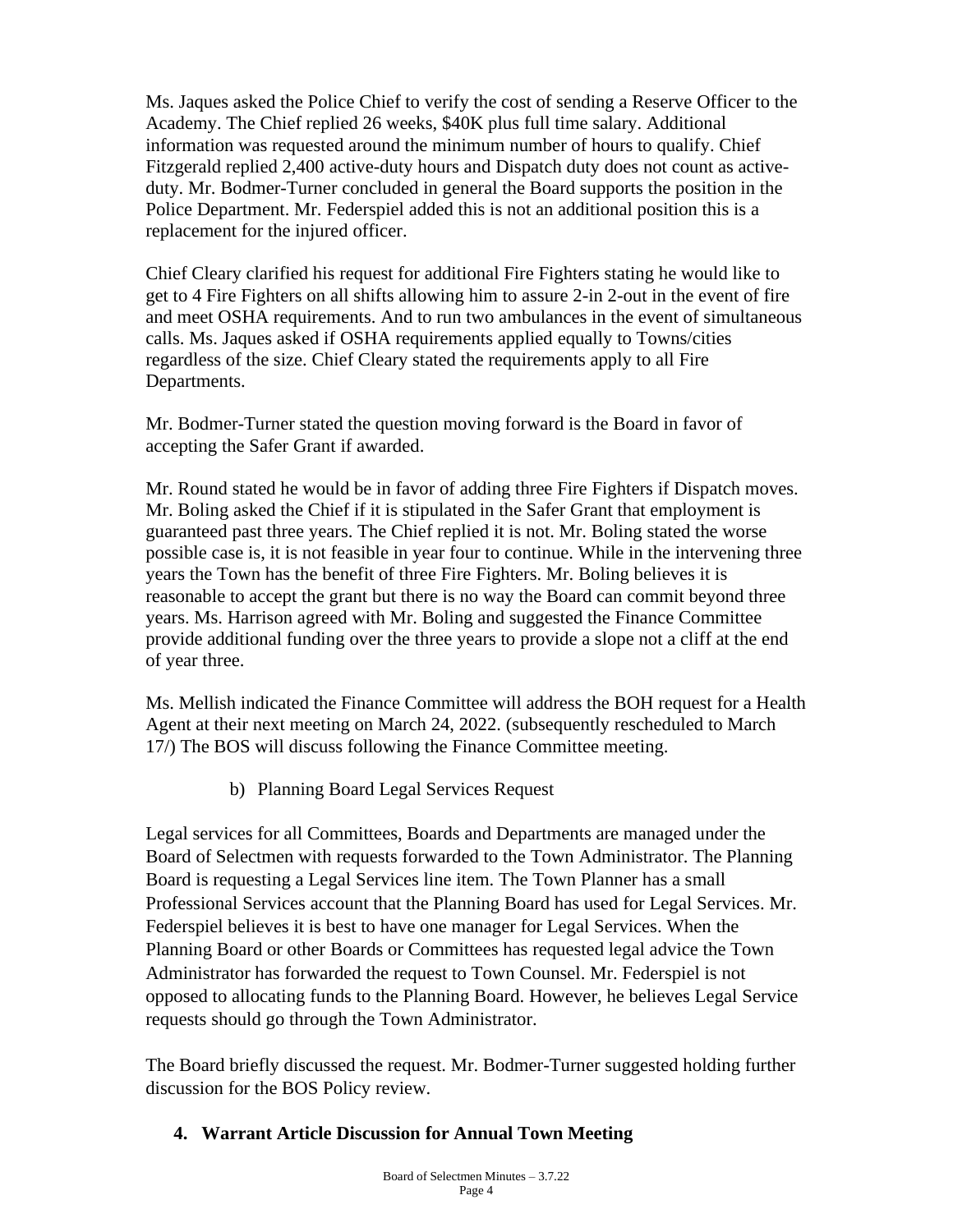Ms. Jaques asked the Police Chief to verify the cost of sending a Reserve Officer to the Academy. The Chief replied 26 weeks, $40K plus full time salary. Additional information was requested around the minimum number of hours to qualify. Chief Fitzgerald replied 2,400 active-duty hours and Dispatch duty does not count as active-duty. Mr. Bodmer-Turner concluded in general the Board supports the position in the Police Department. Mr. Federspiel added this is not an additional position this is a replacement for the injured officer.

Chief Cleary clarified his request for additional Fire Fighters stating he would like to get to 4 Fire Fighters on all shifts allowing him to assure 2-in 2-out in the event of fire and meet OSHA requirements. And to run two ambulances in the event of simultaneous calls. Ms. Jaques asked if OSHA requirements applied equally to Towns/cities regardless of the size. Chief Cleary stated the requirements apply to all Fire Departments.

Mr. Bodmer-Turner stated the question moving forward is the Board in favor of accepting the Safer Grant if awarded.

Mr. Round stated he would be in favor of adding three Fire Fighters if Dispatch moves. Mr. Boling asked the Chief if it is stipulated in the Safer Grant that employment is guaranteed past three years. The Chief replied it is not. Mr. Boling stated the worse possible case is, it is not feasible in year four to continue. While in the intervening three years the Town has the benefit of three Fire Fighters. Mr. Boling believes it is reasonable to accept the grant but there is no way the Board can commit beyond three years. Ms. Harrison agreed with Mr. Boling and suggested the Finance Committee provide additional funding over the three years to provide a slope not a cliff at the end of year three.

Ms. Mellish indicated the Finance Committee will address the BOH request for a Health Agent at their next meeting on March 24, 2022. (subsequently rescheduled to March 17/) The BOS will discuss following the Finance Committee meeting.

b) Planning Board Legal Services Request

Legal services for all Committees, Boards and Departments are managed under the Board of Selectmen with requests forwarded to the Town Administrator. The Planning Board is requesting a Legal Services line item. The Town Planner has a small Professional Services account that the Planning Board has used for Legal Services. Mr. Federspiel believes it is best to have one manager for Legal Services. When the Planning Board or other Boards or Committees has requested legal advice the Town Administrator has forwarded the request to Town Counsel. Mr. Federspiel is not opposed to allocating funds to the Planning Board. However, he believes Legal Service requests should go through the Town Administrator.

The Board briefly discussed the request. Mr. Bodmer-Turner suggested holding further discussion for the BOS Policy review.

## 4. Warrant Article Discussion for Annual Town Meeting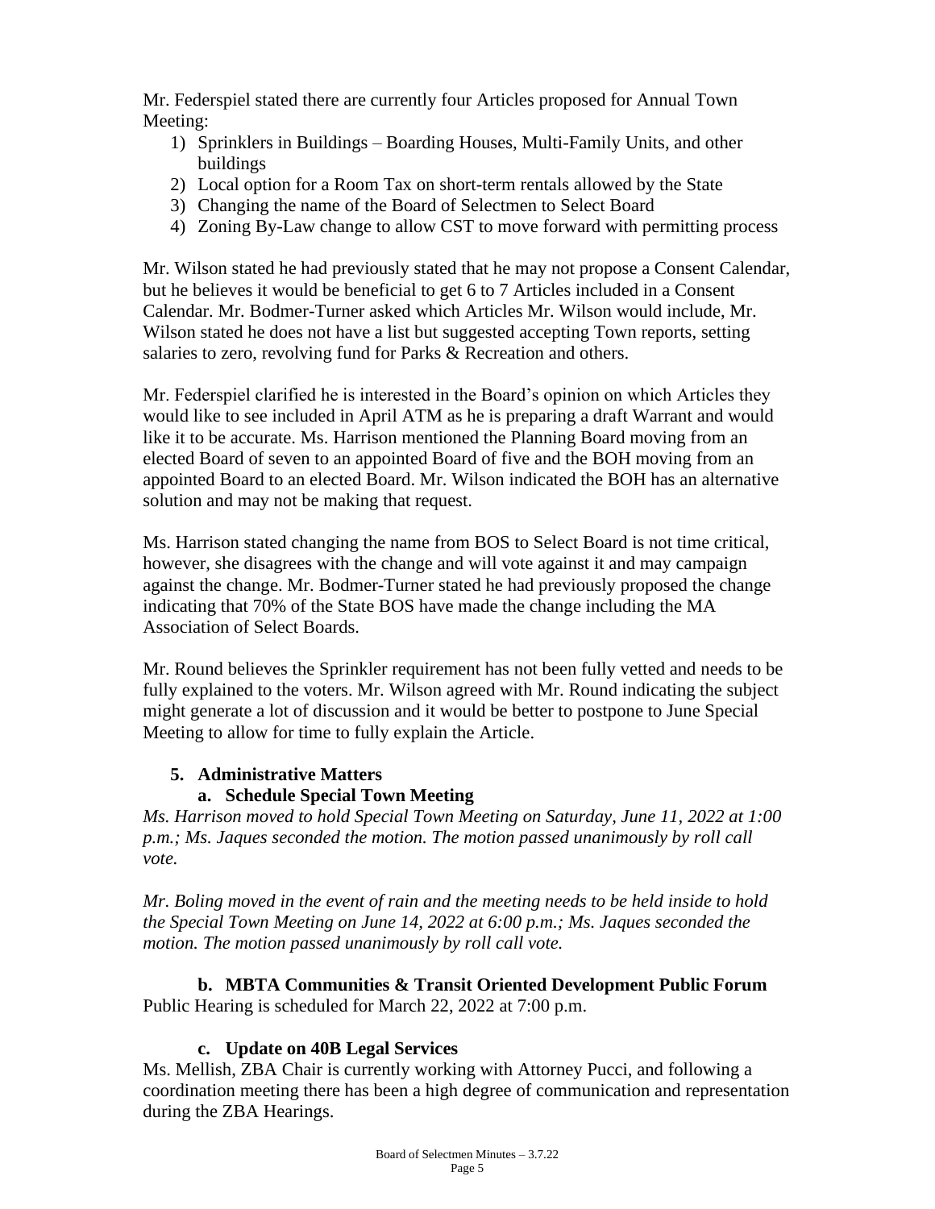Mr. Federspiel stated there are currently four Articles proposed for Annual Town Meeting:

1) Sprinklers in Buildings – Boarding Houses, Multi-Family Units, and other buildings
2) Local option for a Room Tax on short-term rentals allowed by the State
3) Changing the name of the Board of Selectmen to Select Board
4) Zoning By-Law change to allow CST to move forward with permitting process

Mr. Wilson stated he had previously stated that he may not propose a Consent Calendar, but he believes it would be beneficial to get 6 to 7 Articles included in a Consent Calendar. Mr. Bodmer-Turner asked which Articles Mr. Wilson would include, Mr. Wilson stated he does not have a list but suggested accepting Town reports, setting salaries to zero, revolving fund for Parks & Recreation and others.

Mr. Federspiel clarified he is interested in the Board's opinion on which Articles they would like to see included in April ATM as he is preparing a draft Warrant and would like it to be accurate. Ms. Harrison mentioned the Planning Board moving from an elected Board of seven to an appointed Board of five and the BOH moving from an appointed Board to an elected Board. Mr. Wilson indicated the BOH has an alternative solution and may not be making that request.

Ms. Harrison stated changing the name from BOS to Select Board is not time critical, however, she disagrees with the change and will vote against it and may campaign against the change. Mr. Bodmer-Turner stated he had previously proposed the change indicating that 70% of the State BOS have made the change including the MA Association of Select Boards.

Mr. Round believes the Sprinkler requirement has not been fully vetted and needs to be fully explained to the voters. Mr. Wilson agreed with Mr. Round indicating the subject might generate a lot of discussion and it would be better to postpone to June Special Meeting to allow for time to fully explain the Article.

## 5. Administrative Matters

### a. Schedule Special Town Meeting

*Ms. Harrison moved to hold Special Town Meeting on Saturday, June 11, 2022 at 1:00 p.m.; Ms. Jaques seconded the motion. The motion passed unanimously by roll call vote.*

*Mr. Boling moved in the event of rain and the meeting needs to be held inside to hold the Special Town Meeting on June 14, 2022 at 6:00 p.m.; Ms. Jaques seconded the motion. The motion passed unanimously by roll call vote.*

### b. MBTA Communities & Transit Oriented Development Public Forum

Public Hearing is scheduled for March 22, 2022 at 7:00 p.m.

### c. Update on 40B Legal Services

Ms. Mellish, ZBA Chair is currently working with Attorney Pucci, and following a coordination meeting there has been a high degree of communication and representation during the ZBA Hearings.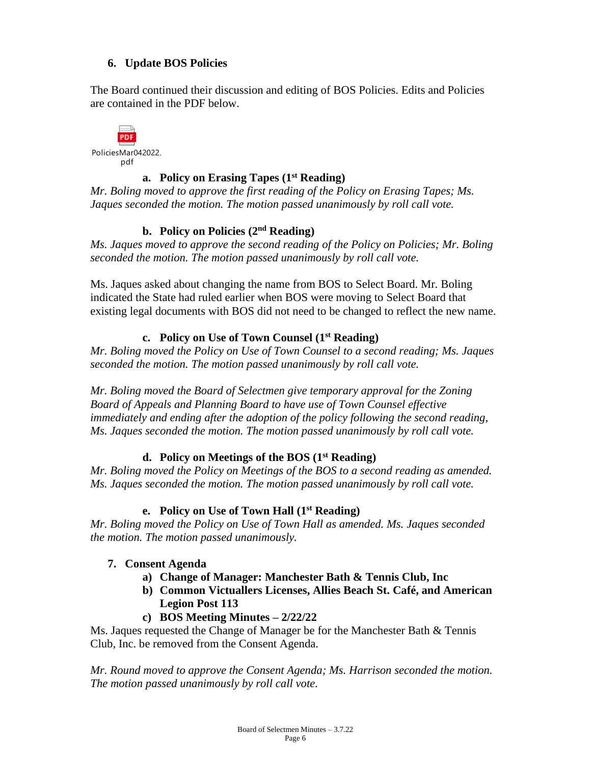## 6. Update BOS Policies

The Board continued their discussion and editing of BOS Policies. Edits and Policies are contained in the PDF below.

PoliciesMar042022.pdf

### a. Policy on Erasing Tapes (1st Reading)

*Mr. Boling moved to approve the first reading of the Policy on Erasing Tapes; Ms. Jaques seconded the motion. The motion passed unanimously by roll call vote.*

### b. Policy on Policies (2nd Reading)

*Ms. Jaques moved to approve the second reading of the Policy on Policies; Mr. Boling seconded the motion. The motion passed unanimously by roll call vote.*

Ms. Jaques asked about changing the name from BOS to Select Board. Mr. Boling indicated the State had ruled earlier when BOS were moving to Select Board that existing legal documents with BOS did not need to be changed to reflect the new name.

### c. Policy on Use of Town Counsel (1st Reading)

*Mr. Boling moved the Policy on Use of Town Counsel to a second reading; Ms. Jaques seconded the motion. The motion passed unanimously by roll call vote.*

*Mr. Boling moved the Board of Selectmen give temporary approval for the Zoning Board of Appeals and Planning Board to have use of Town Counsel effective immediately and ending after the adoption of the policy following the second reading, Ms. Jaques seconded the motion. The motion passed unanimously by roll call vote.*

### d. Policy on Meetings of the BOS (1st Reading)

*Mr. Boling moved the Policy on Meetings of the BOS to a second reading as amended. Ms. Jaques seconded the motion. The motion passed unanimously by roll call vote.*

### e. Policy on Use of Town Hall (1st Reading)

*Mr. Boling moved the Policy on Use of Town Hall as amended. Ms. Jaques seconded the motion. The motion passed unanimously.*

## 7. Consent Agenda

- **a) Change of Manager: Manchester Bath & Tennis Club, Inc**
- **b) Common Victuallers Licenses, Allies Beach St. Café, and American Legion Post 113**
- **c) BOS Meeting Minutes – 2/22/22**

Ms. Jaques requested the Change of Manager be for the Manchester Bath & Tennis Club, Inc. be removed from the Consent Agenda.

*Mr. Round moved to approve the Consent Agenda; Ms. Harrison seconded the motion. The motion passed unanimously by roll call vote.*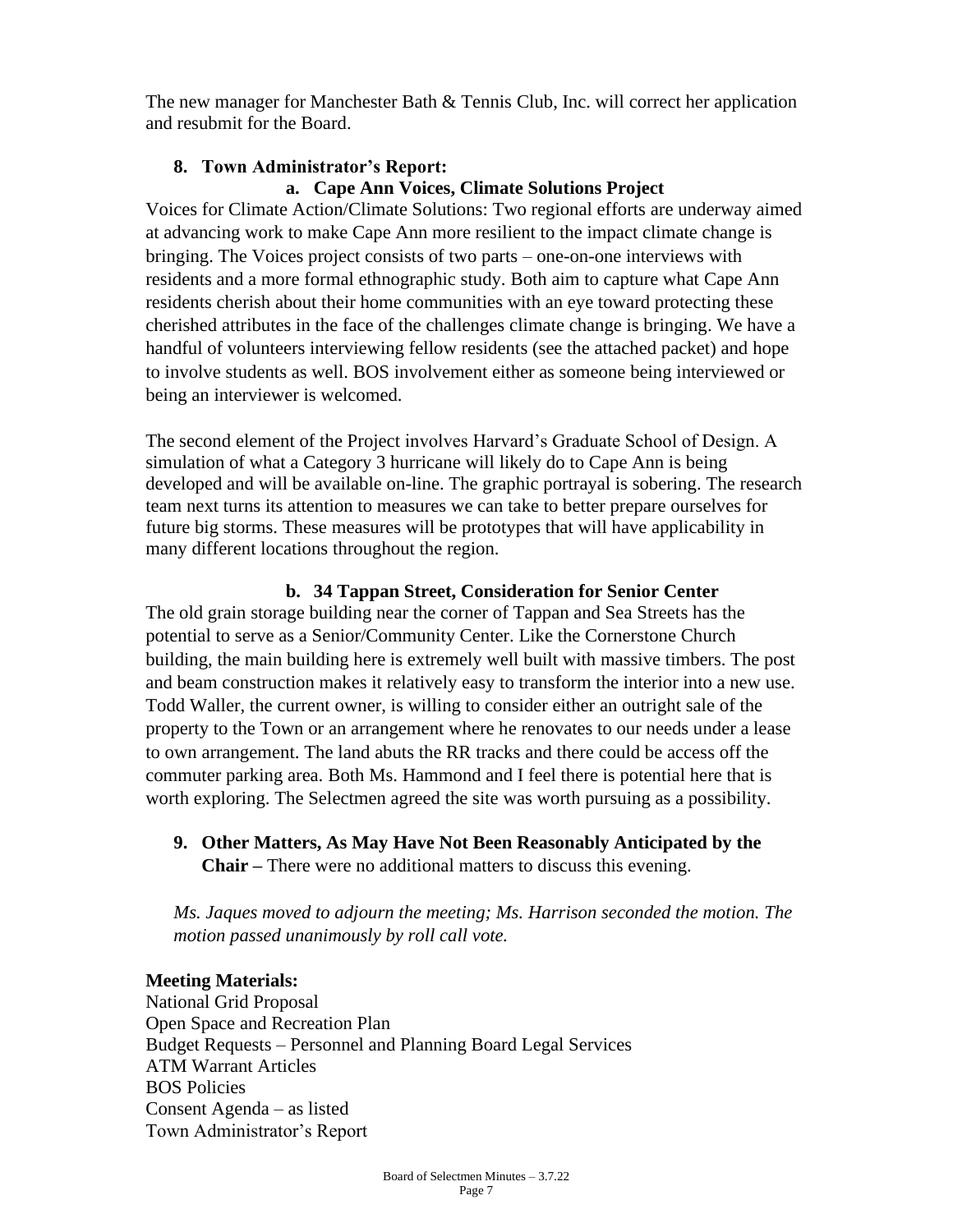The new manager for Manchester Bath & Tennis Club, Inc. will correct her application and resubmit for the Board.

**8. Town Administrator's Report:**

**a. Cape Ann Voices, Climate Solutions Project**

Voices for Climate Action/Climate Solutions: Two regional efforts are underway aimed at advancing work to make Cape Ann more resilient to the impact climate change is bringing. The Voices project consists of two parts – one-on-one interviews with residents and a more formal ethnographic study. Both aim to capture what Cape Ann residents cherish about their home communities with an eye toward protecting these cherished attributes in the face of the challenges climate change is bringing. We have a handful of volunteers interviewing fellow residents (see the attached packet) and hope to involve students as well. BOS involvement either as someone being interviewed or being an interviewer is welcomed.

The second element of the Project involves Harvard's Graduate School of Design. A simulation of what a Category 3 hurricane will likely do to Cape Ann is being developed and will be available on-line. The graphic portrayal is sobering. The research team next turns its attention to measures we can take to better prepare ourselves for future big storms. These measures will be prototypes that will have applicability in many different locations throughout the region.

**b. 34 Tappan Street, Consideration for Senior Center**

The old grain storage building near the corner of Tappan and Sea Streets has the potential to serve as a Senior/Community Center. Like the Cornerstone Church building, the main building here is extremely well built with massive timbers. The post and beam construction makes it relatively easy to transform the interior into a new use. Todd Waller, the current owner, is willing to consider either an outright sale of the property to the Town or an arrangement where he renovates to our needs under a lease to own arrangement. The land abuts the RR tracks and there could be access off the commuter parking area. Both Ms. Hammond and I feel there is potential here that is worth exploring. The Selectmen agreed the site was worth pursuing as a possibility.

**9. Other Matters, As May Have Not Been Reasonably Anticipated by the Chair –** There were no additional matters to discuss this evening.

*Ms. Jaques moved to adjourn the meeting; Ms. Harrison seconded the motion. The motion passed unanimously by roll call vote.*

**Meeting Materials:**
National Grid Proposal
Open Space and Recreation Plan
Budget Requests – Personnel and Planning Board Legal Services
ATM Warrant Articles
BOS Policies
Consent Agenda – as listed
Town Administrator's Report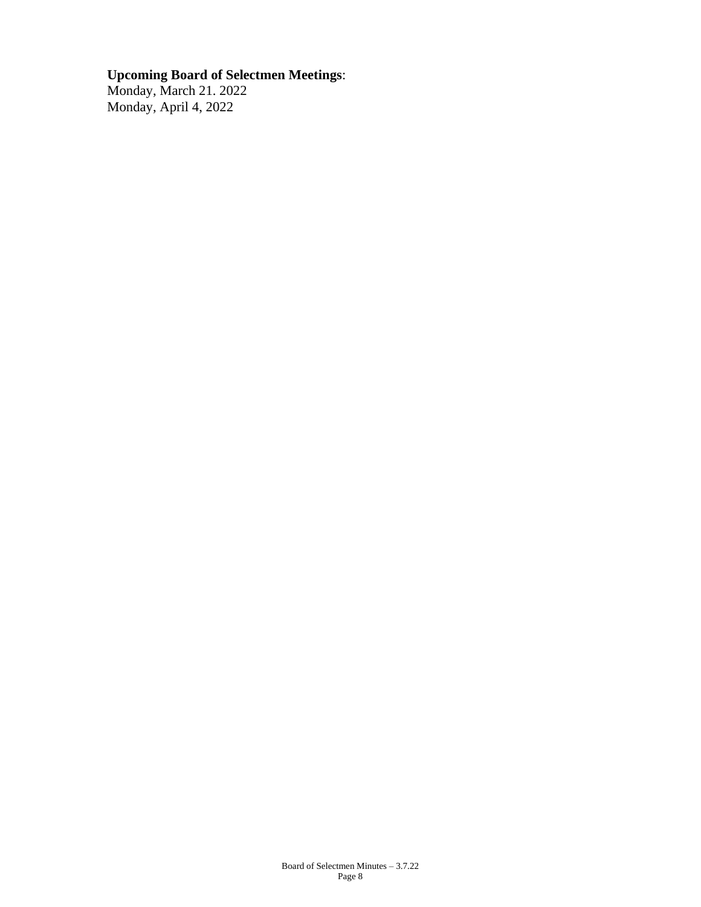**Upcoming Board of Selectmen Meetings**:
Monday, March 21. 2022
Monday, April 4, 2022